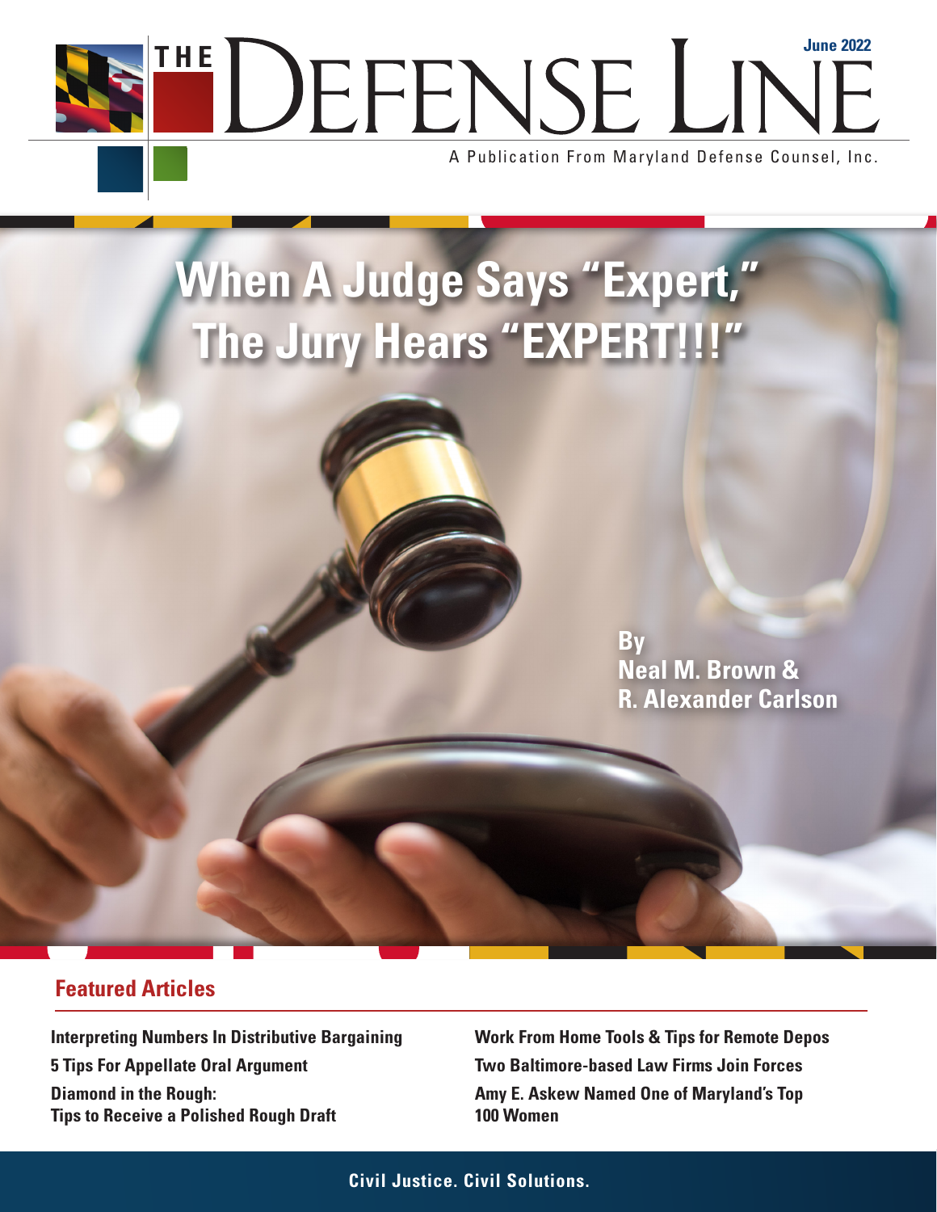# THE DEFENSE LINE

June 2022

A Publication From Maryland Defense Counsel, Inc.

# When A Judge Says "Expert," The Jury Hears "EXPERT!!!"

**By Neal M. Brown & R. Alexander Carlson**

## Featured Articles

**Interpreting Numbers In Distributive Bargaining**

**5 Tips For Appellate Oral Argument**

**Diamond in the Rough: Tips to Receive a Polished Rough Draft**

**Work From Home Tools & Tips for Remote Depos**

**Two Baltimore-based Law Firms Join Forces**

**Amy E. Askew Named One of Maryland's Top 100 Women**

**Civil Justice. Civil Solutions.**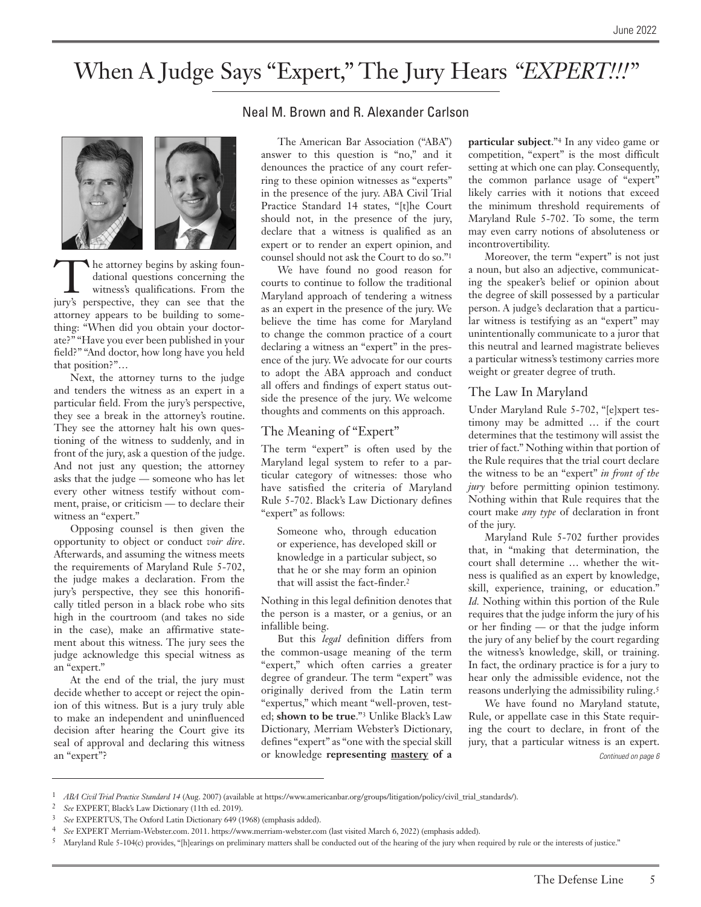# When A Judge Says "Expert," The Jury Hears *"EXPERT!!!"*

Neal M. Brown and R. Alexander Carlson

The attorney begins by asking foundational questions concerning the witness's qualifications. From the jury's perspective, they can see that the attorney appears to be building to something: "When did you obtain your doctorate?" "Have you ever been published in your field?" "And doctor, how long have you held that position?"…

Next, the attorney turns to the judge and tenders the witness as an expert in a particular field. From the jury's perspective, they see a break in the attorney's routine. They see the attorney halt his own questioning of the witness to suddenly, and in front of the jury, ask a question of the judge. And not just any question; the attorney asks that the judge — someone who has let every other witness testify without comment, praise, or criticism — to declare their witness an "expert."

Opposing counsel is then given the opportunity to object or conduct *voir dire*. Afterwards, and assuming the witness meets the requirements of Maryland Rule 5-702, the judge makes a declaration. From the jury's perspective, they see this honorifically titled person in a black robe who sits high in the courtroom (and takes no side in the case), make an affirmative statement about this witness. The jury sees the judge acknowledge this special witness as an "expert."

At the end of the trial, the jury must decide whether to accept or reject the opinion of this witness. But is a jury truly able to make an independent and uninfluenced decision after hearing the Court give its seal of approval and declaring this witness an "expert"?

The American Bar Association ("ABA") answer to this question is "no," and it denounces the practice of any court referring to these opinion witnesses as "experts" in the presence of the jury. ABA Civil Trial Practice Standard 14 states, "[t]he Court should not, in the presence of the jury, declare that a witness is qualified as an expert or to render an expert opinion, and counsel should not ask the Court to do so."[1]

We have found no good reason for courts to continue to follow the traditional Maryland approach of tendering a witness as an expert in the presence of the jury. We believe the time has come for Maryland to change the common practice of a court declaring a witness an "expert" in the presence of the jury. We advocate for our courts to adopt the ABA approach and conduct all offers and findings of expert status outside the presence of the jury. We welcome thoughts and comments on this approach.

## The Meaning of "Expert"

The term "expert" is often used by the Maryland legal system to refer to a particular category of witnesses: those who have satisfied the criteria of Maryland Rule 5-702. Black's Law Dictionary defines "expert" as follows:

> Someone who, through education or experience, has developed skill or knowledge in a particular subject, so that he or she may form an opinion that will assist the fact-finder.[2]

Nothing in this legal definition denotes that the person is a master, or a genius, or an infallible being.

But this *legal* definition differs from the common-usage meaning of the term "expert," which often carries a greater degree of grandeur. The term "expert" was originally derived from the Latin term "expertus," which meant "well-proven, tested; **shown to be true**."[3] Unlike Black's Law Dictionary, Merriam Webster's Dictionary, defines "expert" as "one with the special skill or knowledge **representing <u>mastery</u> of a particular subject**."[4] In any video game or competition, "expert" is the most difficult setting at which one can play. Consequently, the common parlance usage of "expert" likely carries with it notions that exceed the minimum threshold requirements of Maryland Rule 5-702. To some, the term may even carry notions of absoluteness or incontrovertibility.

Moreover, the term "expert" is not just a noun, but also an adjective, communicating the speaker's belief or opinion about the degree of skill possessed by a particular person. A judge's declaration that a particular witness is testifying as an "expert" may unintentionally communicate to a juror that this neutral and learned magistrate believes a particular witness's testimony carries more weight or greater degree of truth.

## The Law In Maryland

Under Maryland Rule 5-702, "[e]xpert testimony may be admitted … if the court determines that the testimony will assist the trier of fact." Nothing within that portion of the Rule requires that the trial court declare the witness to be an "expert" *in front of the jury* before permitting opinion testimony. Nothing within that Rule requires that the court make *any type* of declaration in front of the jury.

Maryland Rule 5-702 further provides that, in "making that determination, the court shall determine … whether the witness is qualified as an expert by knowledge, skill, experience, training, or education." *Id.* Nothing within this portion of the Rule requires that the judge inform the jury of his or her finding — or that the judge inform the jury of any belief by the court regarding the witness's knowledge, skill, or training. In fact, the ordinary practice is for a jury to hear only the admissible evidence, not the reasons underlying the admissibility ruling.[5]

We have found no Maryland statute, Rule, or appellate case in this State requiring the court to declare, in front of the jury, that a particular witness is an expert.

*Continued on page 6*

---

1 *ABA Civil Trial Practice Standard 14* (Aug. 2007) (available at https://www.americanbar.org/groups/litigation/policy/civil_trial_standards/).

2 *See* EXPERT, Black's Law Dictionary (11th ed. 2019).

3 *See* EXPERTUS, The Oxford Latin Dictionary 649 (1968) (emphasis added).

4 *See* EXPERT Merriam-Webster.com. 2011. https://www.merriam-webster.com (last visited March 6, 2022) (emphasis added).

5 Maryland Rule 5-104(c) provides, "[h]earings on preliminary matters shall be conducted out of the hearing of the jury when required by rule or the interests of justice."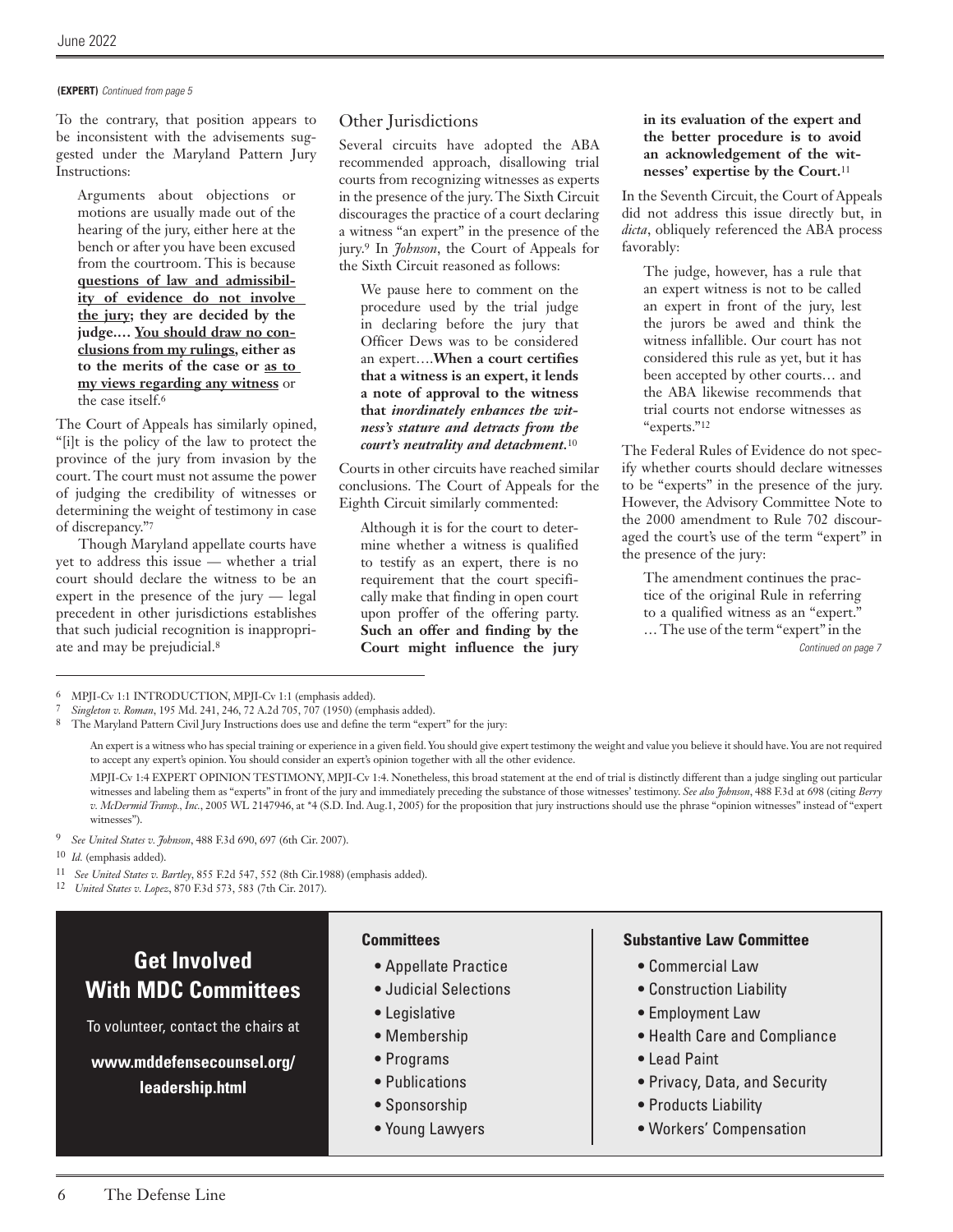**(EXPERT)** *Continued from page 5*

To the contrary, that position appears to be inconsistent with the advisements suggested under the Maryland Pattern Jury Instructions:

> Arguments about objections or motions are usually made out of the hearing of the jury, either here at the bench or after you have been excused from the courtroom. This is because **questions of law and admissibility of evidence do not involve the jury; they are decided by the judge.… You should draw no conclusions from my rulings, either as to the merits of the case or as to my views regarding any witness** or the case itself.[6]

The Court of Appeals has similarly opined, "[i]t is the policy of the law to protect the province of the jury from invasion by the court. The court must not assume the power of judging the credibility of witnesses or determining the weight of testimony in case of discrepancy."[7]

Though Maryland appellate courts have yet to address this issue — whether a trial court should declare the witness to be an expert in the presence of the jury — legal precedent in other jurisdictions establishes that such judicial recognition is inappropriate and may be prejudicial.[8]

## Other Jurisdictions

Several circuits have adopted the ABA recommended approach, disallowing trial courts from recognizing witnesses as experts in the presence of the jury. The Sixth Circuit discourages the practice of a court declaring a witness "an expert" in the presence of the jury.[9] In *Johnson*, the Court of Appeals for the Sixth Circuit reasoned as follows:

> We pause here to comment on the procedure used by the trial judge in declaring before the jury that Officer Dews was to be considered an expert….**When a court certifies that a witness is an expert, it lends a note of approval to the witness that *inordinately enhances the witness's stature and detracts from the court's neutrality and detachment.***[10]

Courts in other circuits have reached similar conclusions. The Court of Appeals for the Eighth Circuit similarly commented:

> Although it is for the court to determine whether a witness is qualified to testify as an expert, there is no requirement that the court specifically make that finding in open court upon proffer of the offering party. **Such an offer and finding by the Court might influence the jury in its evaluation of the expert and the better procedure is to avoid an acknowledgement of the witnesses' expertise by the Court.**[11]

In the Seventh Circuit, the Court of Appeals did not address this issue directly but, in *dicta*, obliquely referenced the ABA process favorably:

> The judge, however, has a rule that an expert witness is not to be called an expert in front of the jury, lest the jurors be awed and think the witness infallible. Our court has not considered this rule as yet, but it has been accepted by other courts… and the ABA likewise recommends that trial courts not endorse witnesses as "experts."[12]

The Federal Rules of Evidence do not specify whether courts should declare witnesses to be "experts" in the presence of the jury. However, the Advisory Committee Note to the 2000 amendment to Rule 702 discouraged the court's use of the term "expert" in the presence of the jury:

> The amendment continues the practice of the original Rule in referring to a qualified witness as an "expert." … The use of the term "expert" in the

*Continued on page 7*

---

6 MPJI-Cv 1:1 INTRODUCTION, MPJI-Cv 1:1 (emphasis added).

7 *Singleton v. Roman*, 195 Md. 241, 246, 72 A.2d 705, 707 (1950) (emphasis added).

8 The Maryland Pattern Civil Jury Instructions does use and define the term "expert" for the jury:

> An expert is a witness who has special training or experience in a given field. You should give expert testimony the weight and value you believe it should have. You are not required to accept any expert's opinion. You should consider an expert's opinion together with all the other evidence.

MPJI-Cv 1:4 EXPERT OPINION TESTIMONY, MPJI-Cv 1:4. Nonetheless, this broad statement at the end of trial is distinctly different than a judge singling out particular witnesses and labeling them as "experts" in front of the jury and immediately preceding the substance of those witnesses' testimony. *See also Johnson*, 488 F.3d at 698 (citing *Berry v. McDermid Transp., Inc.*, 2005 WL 2147946, at *4 (S.D. Ind. Aug.1, 2005) for the proposition that jury instructions should use the phrase "opinion witnesses" instead of "expert witnesses").

9 *See United States v. Johnson*, 488 F.3d 690, 697 (6th Cir. 2007).

10 *Id.* (emphasis added).

11 *See United States v. Bartley*, 855 F.2d 547, 552 (8th Cir.1988) (emphasis added).

12 *United States v. Lopez*, 870 F.3d 573, 583 (7th Cir. 2017).

---

## Get Involved With MDC Committees

To volunteer, contact the chairs at

**www.mddefensecounsel.org/leadership.html**

**Committees**

- Appellate Practice
- Judicial Selections
- Legislative
- Membership
- Programs
- Publications
- Sponsorship
- Young Lawyers

**Substantive Law Committee**

- Commercial Law
- Construction Liability
- Employment Law
- Health Care and Compliance
- Lead Paint
- Privacy, Data, and Security
- Products Liability
- Workers' Compensation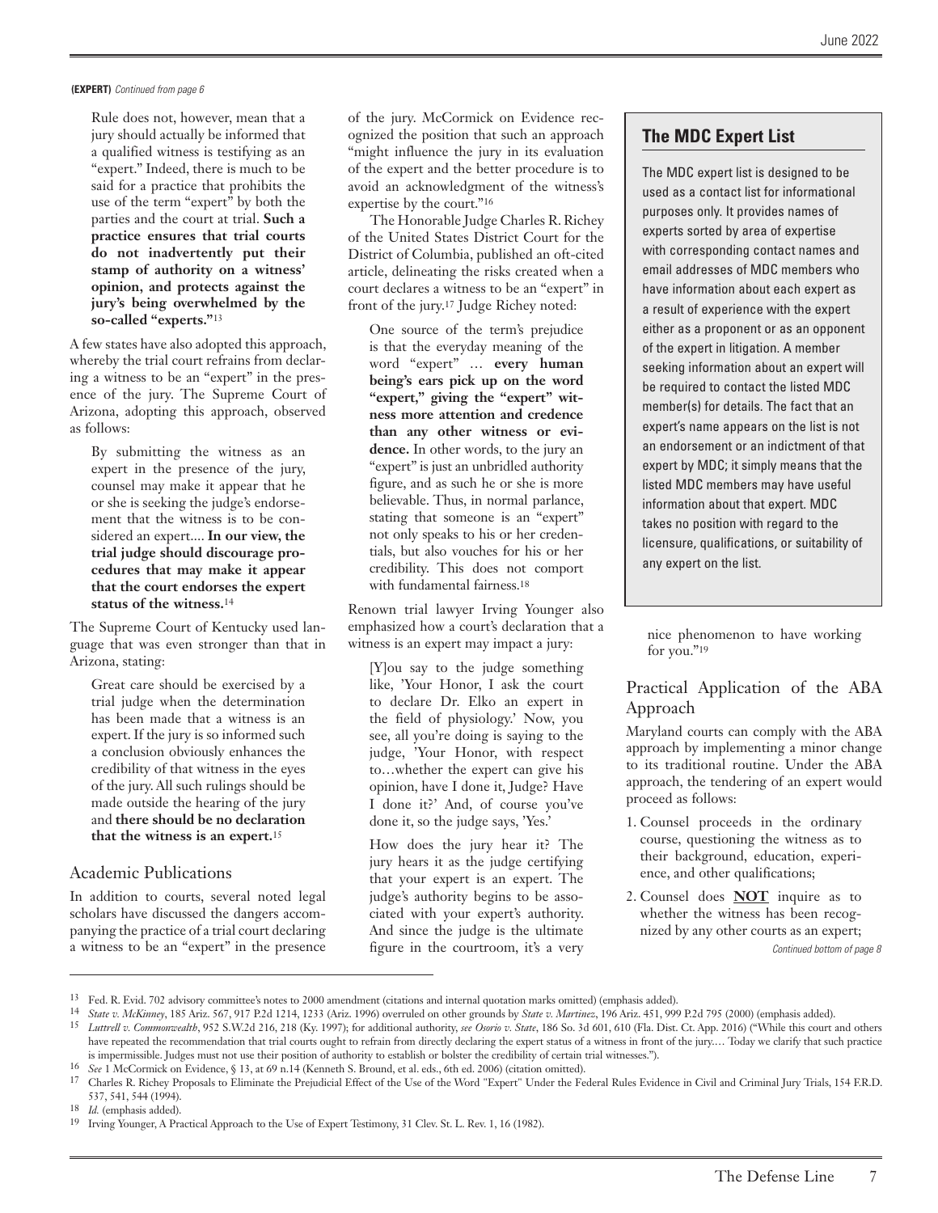**(EXPERT)** *Continued from page 6*

> Rule does not, however, mean that a jury should actually be informed that a qualified witness is testifying as an "expert." Indeed, there is much to be said for a practice that prohibits the use of the term "expert" by both the parties and the court at trial. **Such a practice ensures that trial courts do not inadvertently put their stamp of authority on a witness' opinion, and protects against the jury's being overwhelmed by the so-called "experts."**[13]

A few states have also adopted this approach, whereby the trial court refrains from declaring a witness to be an "expert" in the presence of the jury. The Supreme Court of Arizona, adopting this approach, observed as follows:

> By submitting the witness as an expert in the presence of the jury, counsel may make it appear that he or she is seeking the judge's endorsement that the witness is to be considered an expert.... **In our view, the trial judge should discourage procedures that may make it appear that the court endorses the expert status of the witness.**[14]

The Supreme Court of Kentucky used language that was even stronger than that in Arizona, stating:

> Great care should be exercised by a trial judge when the determination has been made that a witness is an expert. If the jury is so informed such a conclusion obviously enhances the credibility of that witness in the eyes of the jury. All such rulings should be made outside the hearing of the jury and **there should be no declaration that the witness is an expert.**[15]

## Academic Publications

In addition to courts, several noted legal scholars have discussed the dangers accompanying the practice of a trial court declaring a witness to be an "expert" in the presence of the jury. McCormick on Evidence recognized the position that such an approach "might influence the jury in its evaluation of the expert and the better procedure is to avoid an acknowledgment of the witness's expertise by the court."[16]

The Honorable Judge Charles R. Richey of the United States District Court for the District of Columbia, published an oft-cited article, delineating the risks created when a court declares a witness to be an "expert" in front of the jury.[17] Judge Richey noted:

> One source of the term's prejudice is that the everyday meaning of the word "expert" … **every human being's ears pick up on the word "expert," giving the "expert" witness more attention and credence than any other witness or evidence.** In other words, to the jury an "expert" is just an unbridled authority figure, and as such he or she is more believable. Thus, in normal parlance, stating that someone is an "expert" not only speaks to his or her credentials, but also vouches for his or her credibility. This does not comport with fundamental fairness.[18]

Renown trial lawyer Irving Younger also emphasized how a court's declaration that a witness is an expert may impact a jury:

> [Y]ou say to the judge something like, 'Your Honor, I ask the court to declare Dr. Elko an expert in the field of physiology.' Now, you see, all you're doing is saying to the judge, 'Your Honor, with respect to…whether the expert can give his opinion, have I done it, Judge? Have I done it?' And, of course you've done it, so the judge says, 'Yes.'
>
> How does the jury hear it? The jury hears it as the judge certifying that your expert is an expert. The judge's authority begins to be associated with your expert's authority. And since the judge is the ultimate figure in the courtroom, it's a very nice phenomenon to have working for you."[19]

### The MDC Expert List

The MDC expert list is designed to be used as a contact list for informational purposes only. It provides names of experts sorted by area of expertise with corresponding contact names and email addresses of MDC members who have information about each expert as a result of experience with the expert either as a proponent or as an opponent of the expert in litigation. A member seeking information about an expert will be required to contact the listed MDC member(s) for details. The fact that an expert's name appears on the list is not an endorsement or an indictment of that expert by MDC; it simply means that the listed MDC members may have useful information about that expert. MDC takes no position with regard to the licensure, qualifications, or suitability of any expert on the list.

## Practical Application of the ABA Approach

Maryland courts can comply with the ABA approach by implementing a minor change to its traditional routine. Under the ABA approach, the tendering of an expert would proceed as follows:

1. Counsel proceeds in the ordinary course, questioning the witness as to their background, education, experience, and other qualifications;
2. Counsel does **NOT** inquire as to whether the witness has been recognized by any other courts as an expert;

*Continued bottom of page 8*

---

[13] Fed. R. Evid. 702 advisory committee's notes to 2000 amendment (citations and internal quotation marks omitted) (emphasis added).

[14] *State v. McKinney*, 185 Ariz. 567, 917 P.2d 1214, 1233 (Ariz. 1996) overruled on other grounds by *State v. Martinez*, 196 Ariz. 451, 999 P.2d 795 (2000) (emphasis added).

[15] *Luttrell v. Commonwealth*, 952 S.W.2d 216, 218 (Ky. 1997); for additional authority, *see Osorio v. State*, 186 So. 3d 601, 610 (Fla. Dist. Ct. App. 2016) ("While this court and others have repeated the recommendation that trial courts ought to refrain from directly declaring the expert status of a witness in front of the jury.… Today we clarify that such practice is impermissible. Judges must not use their position of authority to establish or bolster the credibility of certain trial witnesses.").

[16] *See* 1 McCormick on Evidence, § 13, at 69 n.14 (Kenneth S. Bround, et al. eds., 6th ed. 2006) (citation omitted).

[17] Charles R. Richey Proposals to Eliminate the Prejudicial Effect of the Use of the Word "Expert" Under the Federal Rules Evidence in Civil and Criminal Jury Trials, 154 F.R.D. 537, 541, 544 (1994).

[18] *Id.* (emphasis added).

[19] Irving Younger, A Practical Approach to the Use of Expert Testimony, 31 Clev. St. L. Rev. 1, 16 (1982).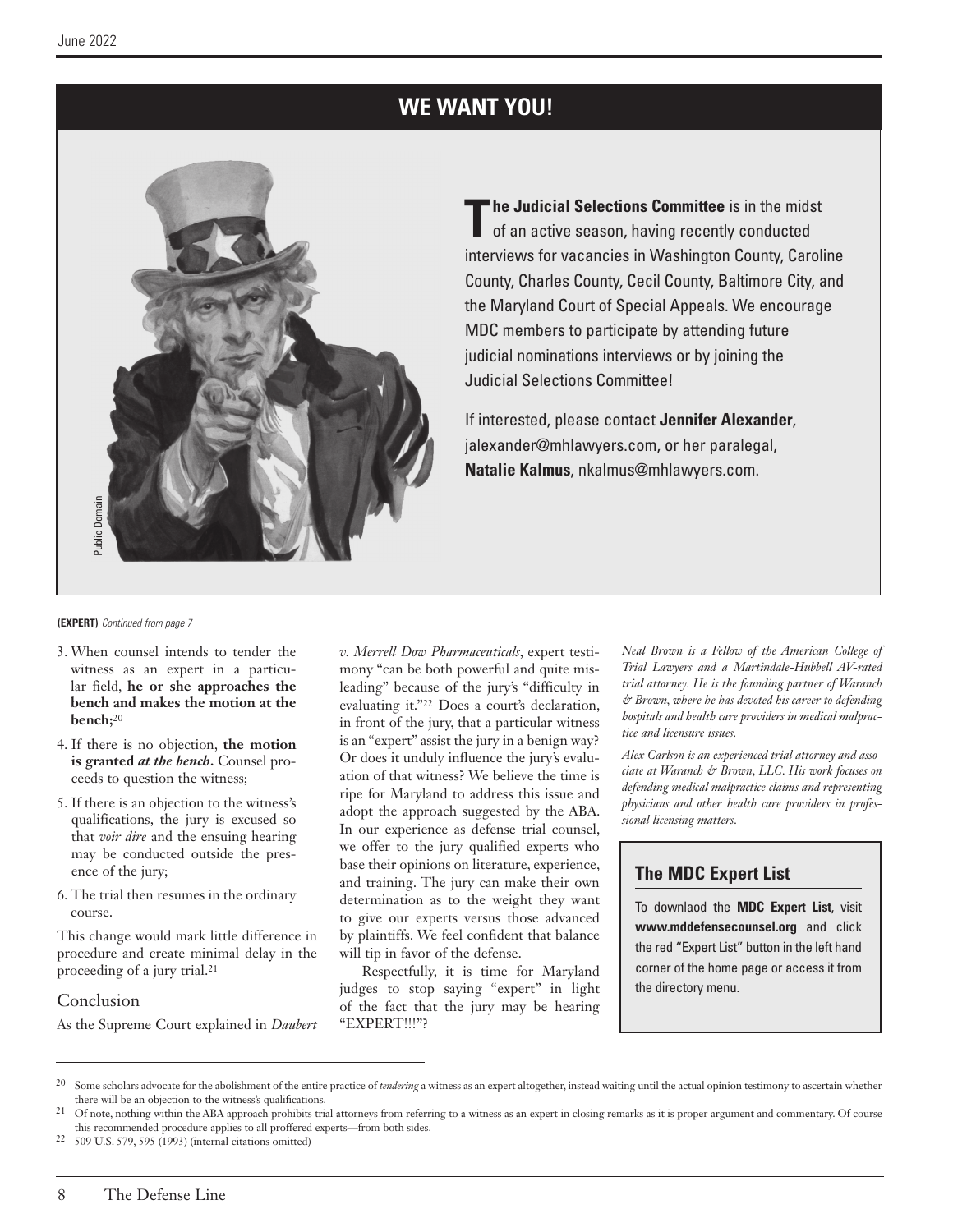## WE WANT YOU!

Public Domain

**The Judicial Selections Committee** is in the midst of an active season, having recently conducted interviews for vacancies in Washington County, Caroline County, Charles County, Cecil County, Baltimore City, and the Maryland Court of Special Appeals. We encourage MDC members to participate by attending future judicial nominations interviews or by joining the Judicial Selections Committee!

If interested, please contact **Jennifer Alexander**, jalexander@mhlawyers.com, or her paralegal, **Natalie Kalmus**, nkalmus@mhlawyers.com.

**(EXPERT)** *Continued from page 7*

3. When counsel intends to tender the witness as an expert in a particular field, **he or she approaches the bench and makes the motion at the bench;**[20]
4. If there is no objection, **the motion is granted *at the bench*.** Counsel proceeds to question the witness;
5. If there is an objection to the witness's qualifications, the jury is excused so that *voir dire* and the ensuing hearing may be conducted outside the presence of the jury;
6. The trial then resumes in the ordinary course.

This change would mark little difference in procedure and create minimal delay in the proceeding of a jury trial.[21]

### Conclusion

As the Supreme Court explained in *Daubert v. Merrell Dow Pharmaceuticals*, expert testimony "can be both powerful and quite misleading" because of the jury's "difficulty in evaluating it."[22] Does a court's declaration, in front of the jury, that a particular witness is an "expert" assist the jury in a benign way? Or does it unduly influence the jury's evaluation of that witness? We believe the time is ripe for Maryland to address this issue and adopt the approach suggested by the ABA. In our experience as defense trial counsel, we offer to the jury qualified experts who base their opinions on literature, experience, and training. The jury can make their own determination as to the weight they want to give our experts versus those advanced by plaintiffs. We feel confident that balance will tip in favor of the defense.

Respectfully, it is time for Maryland judges to stop saying "expert" in light of the fact that the jury may be hearing "EXPERT!!!"?

*Neal Brown is a Fellow of the American College of Trial Lawyers and a Martindale-Hubbell AV-rated trial attorney. He is the founding partner of Waranch & Brown, where he has devoted his career to defending hospitals and health care providers in medical malpractice and licensure issues.*

*Alex Carlson is an experienced trial attorney and associate at Waranch & Brown, LLC. His work focuses on defending medical malpractice claims and representing physicians and other health care providers in professional licensing matters.*

### The MDC Expert List

To downlaod the **MDC Expert List**, visit **www.mddefensecounsel.org** and click the red "Expert List" button in the left hand corner of the home page or access it from the directory menu.

---

[20] Some scholars advocate for the abolishment of the entire practice of *tendering* a witness as an expert altogether, instead waiting until the actual opinion testimony to ascertain whether there will be an objection to the witness's qualifications.

[21] Of note, nothing within the ABA approach prohibits trial attorneys from referring to a witness as an expert in closing remarks as it is proper argument and commentary. Of course this recommended procedure applies to all proffered experts—from both sides.

[22] 509 U.S. 579, 595 (1993) (internal citations omitted)